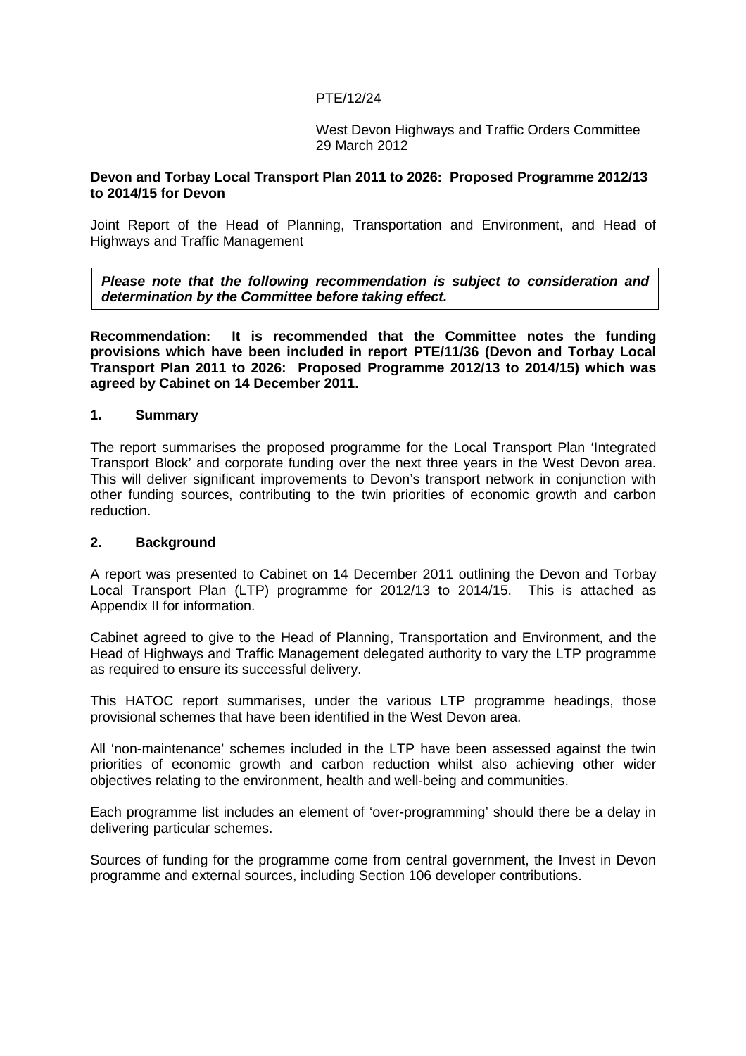PTE/12/24

West Devon Highways and Traffic Orders Committee
29 March 2012

**Devon and Torbay Local Transport Plan 2011 to 2026: Proposed Programme 2012/13 to 2014/15 for Devon**

Joint Report of the Head of Planning, Transportation and Environment, and Head of Highways and Traffic Management

***Please note that the following recommendation is subject to consideration and determination by the Committee before taking effect.***

**Recommendation: It is recommended that the Committee notes the funding provisions which have been included in report PTE/11/36 (Devon and Torbay Local Transport Plan 2011 to 2026: Proposed Programme 2012/13 to 2014/15) which was agreed by Cabinet on 14 December 2011.**

## 1. Summary

The report summarises the proposed programme for the Local Transport Plan 'Integrated Transport Block' and corporate funding over the next three years in the West Devon area. This will deliver significant improvements to Devon's transport network in conjunction with other funding sources, contributing to the twin priorities of economic growth and carbon reduction.

## 2. Background

A report was presented to Cabinet on 14 December 2011 outlining the Devon and Torbay Local Transport Plan (LTP) programme for 2012/13 to 2014/15. This is attached as Appendix II for information.

Cabinet agreed to give to the Head of Planning, Transportation and Environment, and the Head of Highways and Traffic Management delegated authority to vary the LTP programme as required to ensure its successful delivery.

This HATOC report summarises, under the various LTP programme headings, those provisional schemes that have been identified in the West Devon area.

All 'non-maintenance' schemes included in the LTP have been assessed against the twin priorities of economic growth and carbon reduction whilst also achieving other wider objectives relating to the environment, health and well-being and communities.

Each programme list includes an element of 'over-programming' should there be a delay in delivering particular schemes.

Sources of funding for the programme come from central government, the Invest in Devon programme and external sources, including Section 106 developer contributions.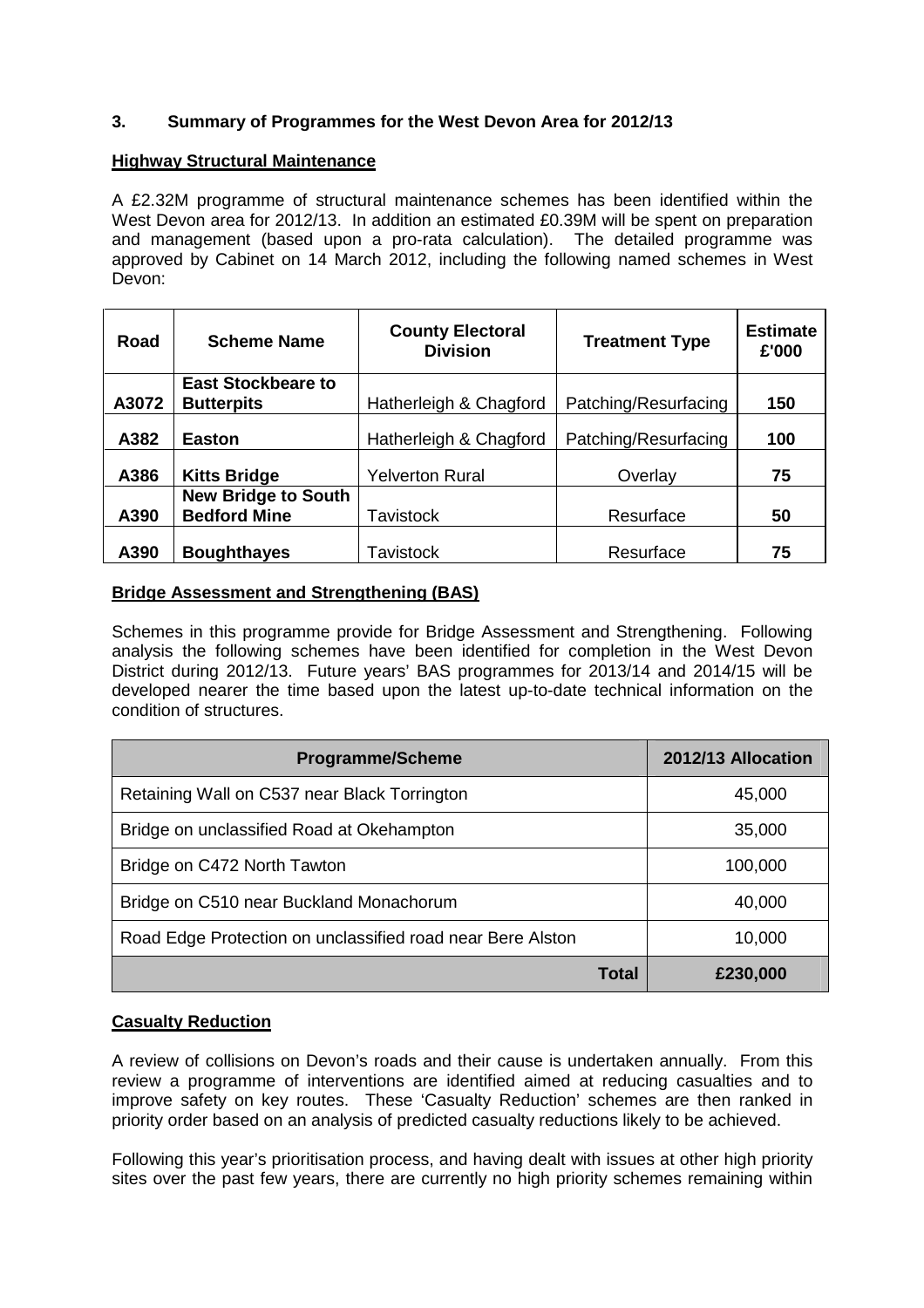## 3. Summary of Programmes for the West Devon Area for 2012/13

**Highway Structural Maintenance**

A £2.32M programme of structural maintenance schemes has been identified within the West Devon area for 2012/13. In addition an estimated £0.39M will be spent on preparation and management (based upon a pro-rata calculation). The detailed programme was approved by Cabinet on 14 March 2012, including the following named schemes in West Devon:

| Road | Scheme Name | County Electoral Division | Treatment Type | Estimate £'000 |
|---|---|---|---|---|
| A3072 | **East Stockbeare to Butterpits** | Hatherleigh & Chagford | Patching/Resurfacing | **150** |
| A382 | **Easton** | Hatherleigh & Chagford | Patching/Resurfacing | **100** |
| A386 | **Kitts Bridge** | Yelverton Rural | Overlay | **75** |
| A390 | **New Bridge to South Bedford Mine** | Tavistock | Resurface | **50** |
| A390 | **Boughthayes** | Tavistock | Resurface | **75** |

**Bridge Assessment and Strengthening (BAS)**

Schemes in this programme provide for Bridge Assessment and Strengthening. Following analysis the following schemes have been identified for completion in the West Devon District during 2012/13. Future years' BAS programmes for 2013/14 and 2014/15 will be developed nearer the time based upon the latest up-to-date technical information on the condition of structures.

| Programme/Scheme | 2012/13 Allocation |
|---|---|
| Retaining Wall on C537 near Black Torrington | 45,000 |
| Bridge on unclassified Road at Okehampton | 35,000 |
| Bridge on C472 North Tawton | 100,000 |
| Bridge on C510 near Buckland Monachorum | 40,000 |
| Road Edge Protection on unclassified road near Bere Alston | 10,000 |
| **Total** | **£230,000** |

**Casualty Reduction**

A review of collisions on Devon's roads and their cause is undertaken annually. From this review a programme of interventions are identified aimed at reducing casualties and to improve safety on key routes. These 'Casualty Reduction' schemes are then ranked in priority order based on an analysis of predicted casualty reductions likely to be achieved.

Following this year's prioritisation process, and having dealt with issues at other high priority sites over the past few years, there are currently no high priority schemes remaining within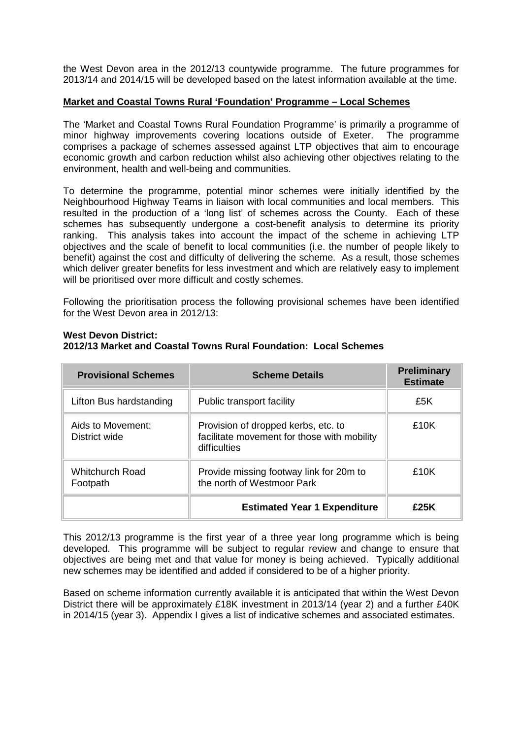the West Devon area in the 2012/13 countywide programme. The future programmes for 2013/14 and 2014/15 will be developed based on the latest information available at the time.

**Market and Coastal Towns Rural 'Foundation' Programme – Local Schemes**

The 'Market and Coastal Towns Rural Foundation Programme' is primarily a programme of minor highway improvements covering locations outside of Exeter. The programme comprises a package of schemes assessed against LTP objectives that aim to encourage economic growth and carbon reduction whilst also achieving other objectives relating to the environment, health and well-being and communities.

To determine the programme, potential minor schemes were initially identified by the Neighbourhood Highway Teams in liaison with local communities and local members. This resulted in the production of a 'long list' of schemes across the County. Each of these schemes has subsequently undergone a cost-benefit analysis to determine its priority ranking. This analysis takes into account the impact of the scheme in achieving LTP objectives and the scale of benefit to local communities (i.e. the number of people likely to benefit) against the cost and difficulty of delivering the scheme. As a result, those schemes which deliver greater benefits for less investment and which are relatively easy to implement will be prioritised over more difficult and costly schemes.

Following the prioritisation process the following provisional schemes have been identified for the West Devon area in 2012/13:

**West Devon District:**
**2012/13 Market and Coastal Towns Rural Foundation: Local Schemes**

| Provisional Schemes | Scheme Details | Preliminary Estimate |
|---|---|---|
| Lifton Bus hardstanding | Public transport facility | £5K |
| Aids to Movement: District wide | Provision of dropped kerbs, etc. to facilitate movement for those with mobility difficulties | £10K |
| Whitchurch Road Footpath | Provide missing footway link for 20m to the north of Westmoor Park | £10K |
| | **Estimated Year 1 Expenditure** | **£25K** |

This 2012/13 programme is the first year of a three year long programme which is being developed. This programme will be subject to regular review and change to ensure that objectives are being met and that value for money is being achieved. Typically additional new schemes may be identified and added if considered to be of a higher priority.

Based on scheme information currently available it is anticipated that within the West Devon District there will be approximately £18K investment in 2013/14 (year 2) and a further £40K in 2014/15 (year 3). Appendix I gives a list of indicative schemes and associated estimates.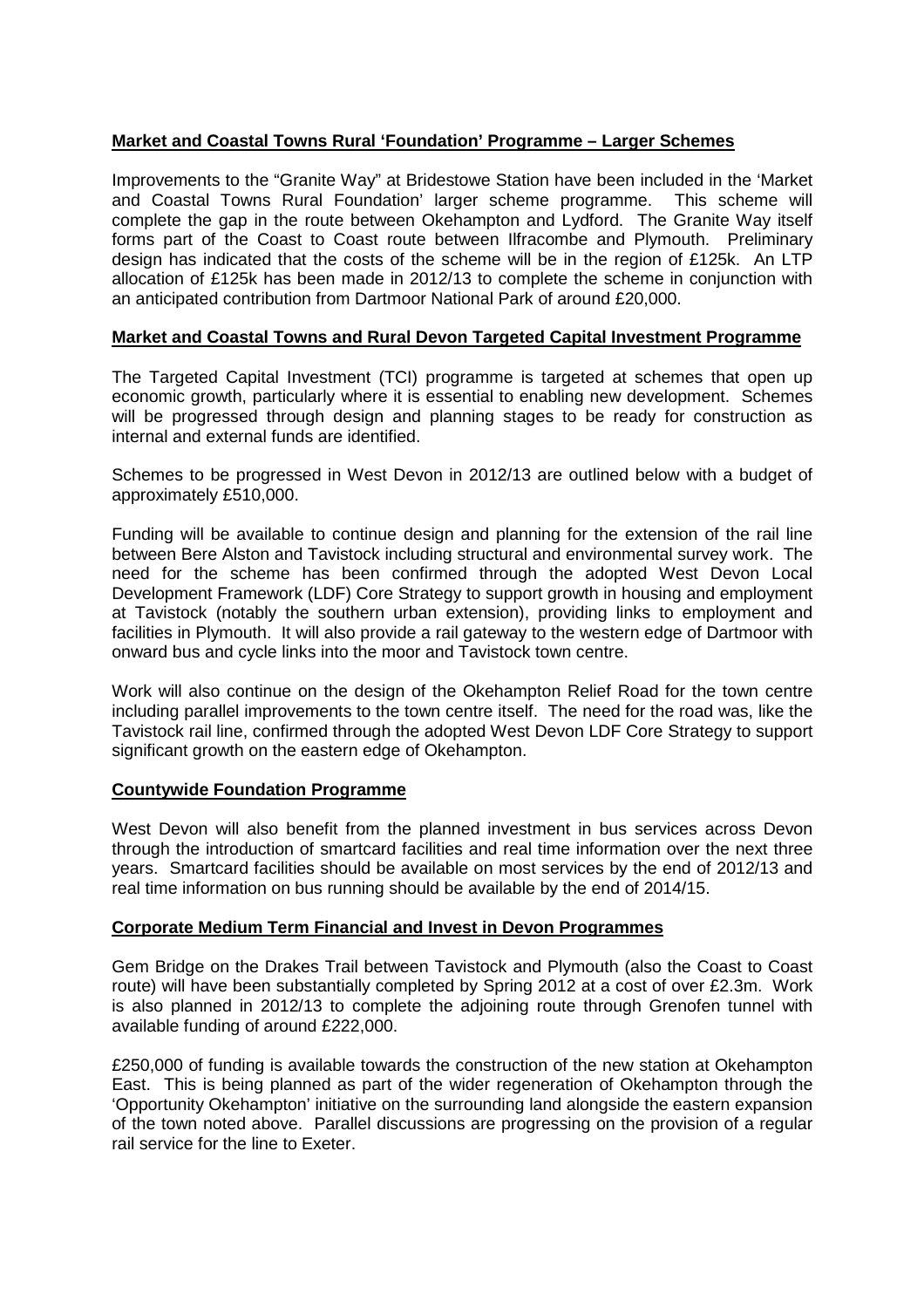**Market and Coastal Towns Rural 'Foundation' Programme – Larger Schemes**

Improvements to the "Granite Way" at Bridestowe Station have been included in the 'Market and Coastal Towns Rural Foundation' larger scheme programme. This scheme will complete the gap in the route between Okehampton and Lydford. The Granite Way itself forms part of the Coast to Coast route between Ilfracombe and Plymouth. Preliminary design has indicated that the costs of the scheme will be in the region of £125k. An LTP allocation of £125k has been made in 2012/13 to complete the scheme in conjunction with an anticipated contribution from Dartmoor National Park of around £20,000.

**Market and Coastal Towns and Rural Devon Targeted Capital Investment Programme**

The Targeted Capital Investment (TCI) programme is targeted at schemes that open up economic growth, particularly where it is essential to enabling new development. Schemes will be progressed through design and planning stages to be ready for construction as internal and external funds are identified.

Schemes to be progressed in West Devon in 2012/13 are outlined below with a budget of approximately £510,000.

Funding will be available to continue design and planning for the extension of the rail line between Bere Alston and Tavistock including structural and environmental survey work. The need for the scheme has been confirmed through the adopted West Devon Local Development Framework (LDF) Core Strategy to support growth in housing and employment at Tavistock (notably the southern urban extension), providing links to employment and facilities in Plymouth. It will also provide a rail gateway to the western edge of Dartmoor with onward bus and cycle links into the moor and Tavistock town centre.

Work will also continue on the design of the Okehampton Relief Road for the town centre including parallel improvements to the town centre itself. The need for the road was, like the Tavistock rail line, confirmed through the adopted West Devon LDF Core Strategy to support significant growth on the eastern edge of Okehampton.

**Countywide Foundation Programme**

West Devon will also benefit from the planned investment in bus services across Devon through the introduction of smartcard facilities and real time information over the next three years. Smartcard facilities should be available on most services by the end of 2012/13 and real time information on bus running should be available by the end of 2014/15.

**Corporate Medium Term Financial and Invest in Devon Programmes**

Gem Bridge on the Drakes Trail between Tavistock and Plymouth (also the Coast to Coast route) will have been substantially completed by Spring 2012 at a cost of over £2.3m. Work is also planned in 2012/13 to complete the adjoining route through Grenofen tunnel with available funding of around £222,000.

£250,000 of funding is available towards the construction of the new station at Okehampton East. This is being planned as part of the wider regeneration of Okehampton through the 'Opportunity Okehampton' initiative on the surrounding land alongside the eastern expansion of the town noted above. Parallel discussions are progressing on the provision of a regular rail service for the line to Exeter.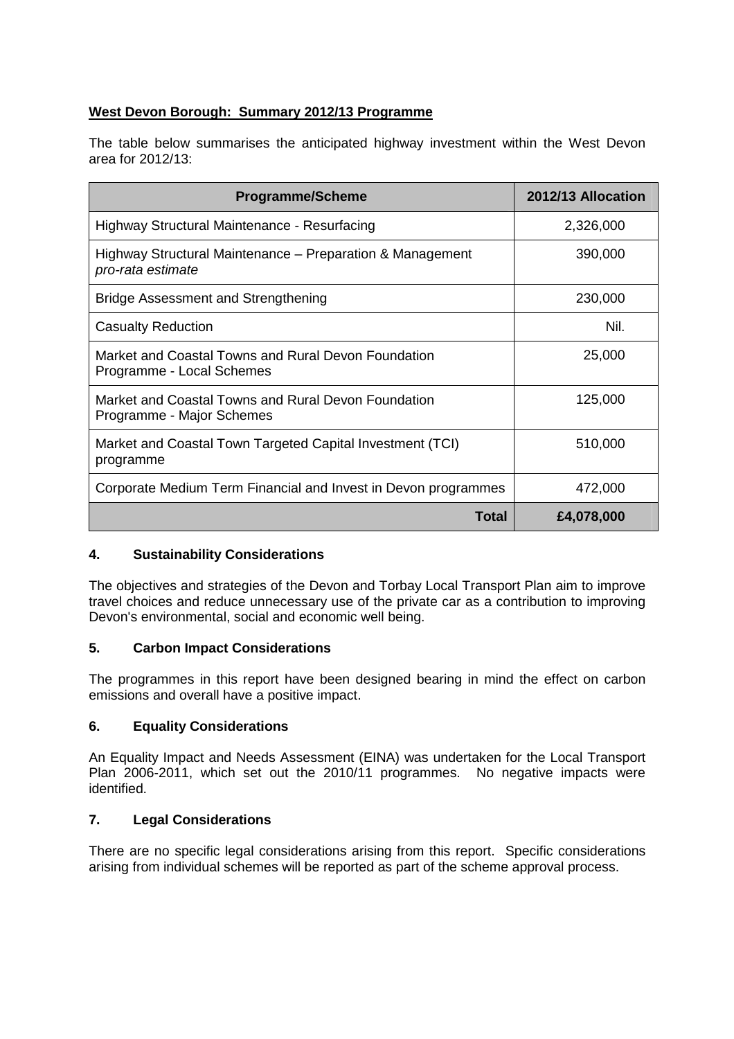**West Devon Borough: Summary 2012/13 Programme**

The table below summarises the anticipated highway investment within the West Devon area for 2012/13:

| Programme/Scheme | 2012/13 Allocation |
|---|---|
| Highway Structural Maintenance - Resurfacing | 2,326,000 |
| Highway Structural Maintenance – Preparation & Management *pro-rata estimate* | 390,000 |
| Bridge Assessment and Strengthening | 230,000 |
| Casualty Reduction | Nil. |
| Market and Coastal Towns and Rural Devon Foundation Programme - Local Schemes | 25,000 |
| Market and Coastal Towns and Rural Devon Foundation Programme - Major Schemes | 125,000 |
| Market and Coastal Town Targeted Capital Investment (TCI) programme | 510,000 |
| Corporate Medium Term Financial and Invest in Devon programmes | 472,000 |
| **Total** | **£4,078,000** |

## 4. Sustainability Considerations

The objectives and strategies of the Devon and Torbay Local Transport Plan aim to improve travel choices and reduce unnecessary use of the private car as a contribution to improving Devon's environmental, social and economic well being.

## 5. Carbon Impact Considerations

The programmes in this report have been designed bearing in mind the effect on carbon emissions and overall have a positive impact.

## 6. Equality Considerations

An Equality Impact and Needs Assessment (EINA) was undertaken for the Local Transport Plan 2006-2011, which set out the 2010/11 programmes. No negative impacts were identified.

## 7. Legal Considerations

There are no specific legal considerations arising from this report. Specific considerations arising from individual schemes will be reported as part of the scheme approval process.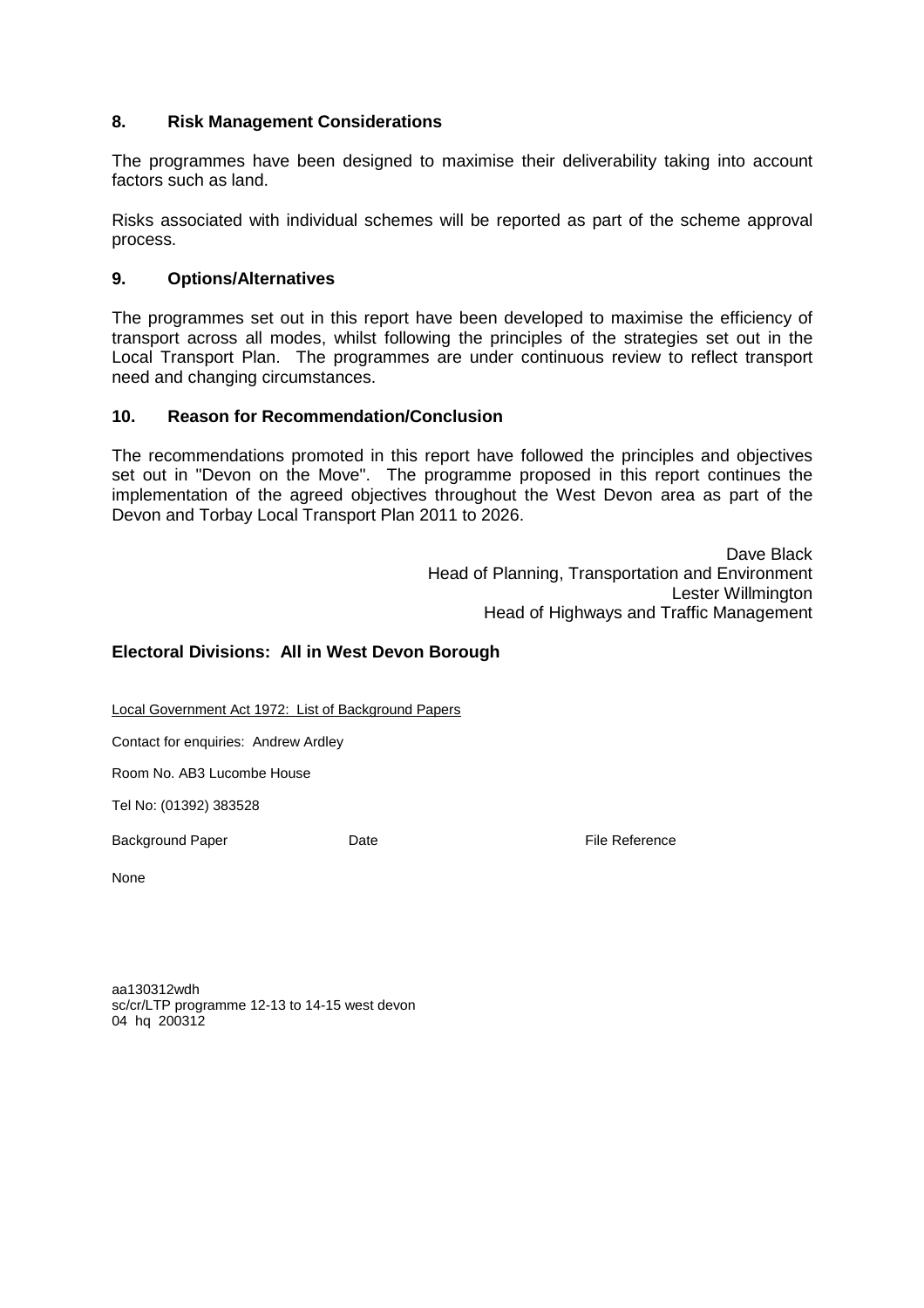## 8. Risk Management Considerations

The programmes have been designed to maximise their deliverability taking into account factors such as land.

Risks associated with individual schemes will be reported as part of the scheme approval process.

## 9. Options/Alternatives

The programmes set out in this report have been developed to maximise the efficiency of transport across all modes, whilst following the principles of the strategies set out in the Local Transport Plan. The programmes are under continuous review to reflect transport need and changing circumstances.

## 10. Reason for Recommendation/Conclusion

The recommendations promoted in this report have followed the principles and objectives set out in "Devon on the Move". The programme proposed in this report continues the implementation of the agreed objectives throughout the West Devon area as part of the Devon and Torbay Local Transport Plan 2011 to 2026.

Dave Black
Head of Planning, Transportation and Environment
Lester Willmington
Head of Highways and Traffic Management

**Electoral Divisions: All in West Devon Borough**

Local Government Act 1972: List of Background Papers

Contact for enquiries: Andrew Ardley

Room No. AB3 Lucombe House

Tel No: (01392) 383528

| Background Paper | Date | File Reference |
|---|---|---|
| None | | |

aa130312wdh
sc/cr/LTP programme 12-13 to 14-15 west devon
04 hq 200312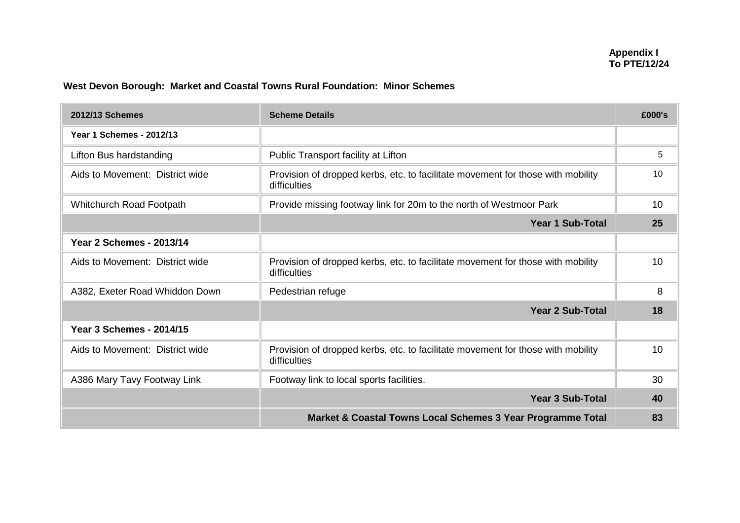**Appendix I**
**To PTE/12/24**

**West Devon Borough: Market and Coastal Towns Rural Foundation: Minor Schemes**

| 2012/13 Schemes | Scheme Details | £000's |
|---|---|---|
| **Year 1 Schemes - 2012/13** | | |
| Lifton Bus hardstanding | Public Transport facility at Lifton | 5 |
| Aids to Movement: District wide | Provision of dropped kerbs, etc. to facilitate movement for those with mobility difficulties | 10 |
| Whitchurch Road Footpath | Provide missing footway link for 20m to the north of Westmoor Park | 10 |
| | **Year 1 Sub-Total** | **25** |
| **Year 2 Schemes - 2013/14** | | |
| Aids to Movement: District wide | Provision of dropped kerbs, etc. to facilitate movement for those with mobility difficulties | 10 |
| A382, Exeter Road Whiddon Down | Pedestrian refuge | 8 |
| | **Year 2 Sub-Total** | **18** |
| **Year 3 Schemes - 2014/15** | | |
| Aids to Movement: District wide | Provision of dropped kerbs, etc. to facilitate movement for those with mobility difficulties | 10 |
| A386 Mary Tavy Footway Link | Footway link to local sports facilities. | 30 |
| | **Year 3 Sub-Total** | **40** |
| | **Market & Coastal Towns Local Schemes 3 Year Programme Total** | **83** |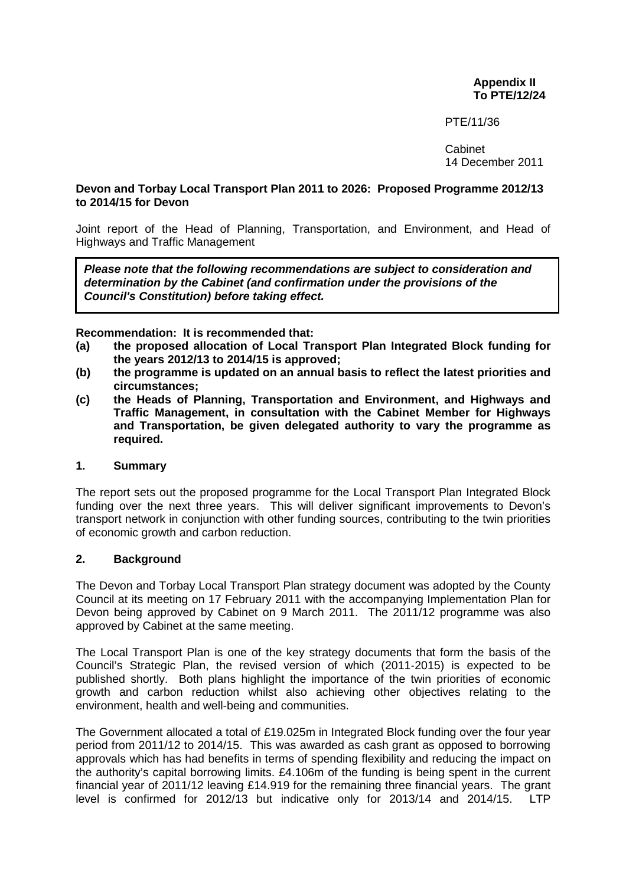**Appendix II**
**To PTE/12/24**

PTE/11/36

Cabinet
14 December 2011

**Devon and Torbay Local Transport Plan 2011 to 2026: Proposed Programme 2012/13 to 2014/15 for Devon**

Joint report of the Head of Planning, Transportation, and Environment, and Head of Highways and Traffic Management

***Please note that the following recommendations are subject to consideration and determination by the Cabinet (and confirmation under the provisions of the Council's Constitution) before taking effect.***

**Recommendation: It is recommended that:**

**(a) the proposed allocation of Local Transport Plan Integrated Block funding for the years 2012/13 to 2014/15 is approved;**

**(b) the programme is updated on an annual basis to reflect the latest priorities and circumstances;**

**(c) the Heads of Planning, Transportation and Environment, and Highways and Traffic Management, in consultation with the Cabinet Member for Highways and Transportation, be given delegated authority to vary the programme as required.**

## 1. Summary

The report sets out the proposed programme for the Local Transport Plan Integrated Block funding over the next three years. This will deliver significant improvements to Devon's transport network in conjunction with other funding sources, contributing to the twin priorities of economic growth and carbon reduction.

## 2. Background

The Devon and Torbay Local Transport Plan strategy document was adopted by the County Council at its meeting on 17 February 2011 with the accompanying Implementation Plan for Devon being approved by Cabinet on 9 March 2011. The 2011/12 programme was also approved by Cabinet at the same meeting.

The Local Transport Plan is one of the key strategy documents that form the basis of the Council's Strategic Plan, the revised version of which (2011-2015) is expected to be published shortly. Both plans highlight the importance of the twin priorities of economic growth and carbon reduction whilst also achieving other objectives relating to the environment, health and well-being and communities.

The Government allocated a total of £19.025m in Integrated Block funding over the four year period from 2011/12 to 2014/15. This was awarded as cash grant as opposed to borrowing approvals which has had benefits in terms of spending flexibility and reducing the impact on the authority's capital borrowing limits. £4.106m of the funding is being spent in the current financial year of 2011/12 leaving £14.919 for the remaining three financial years. The grant level is confirmed for 2012/13 but indicative only for 2013/14 and 2014/15. LTP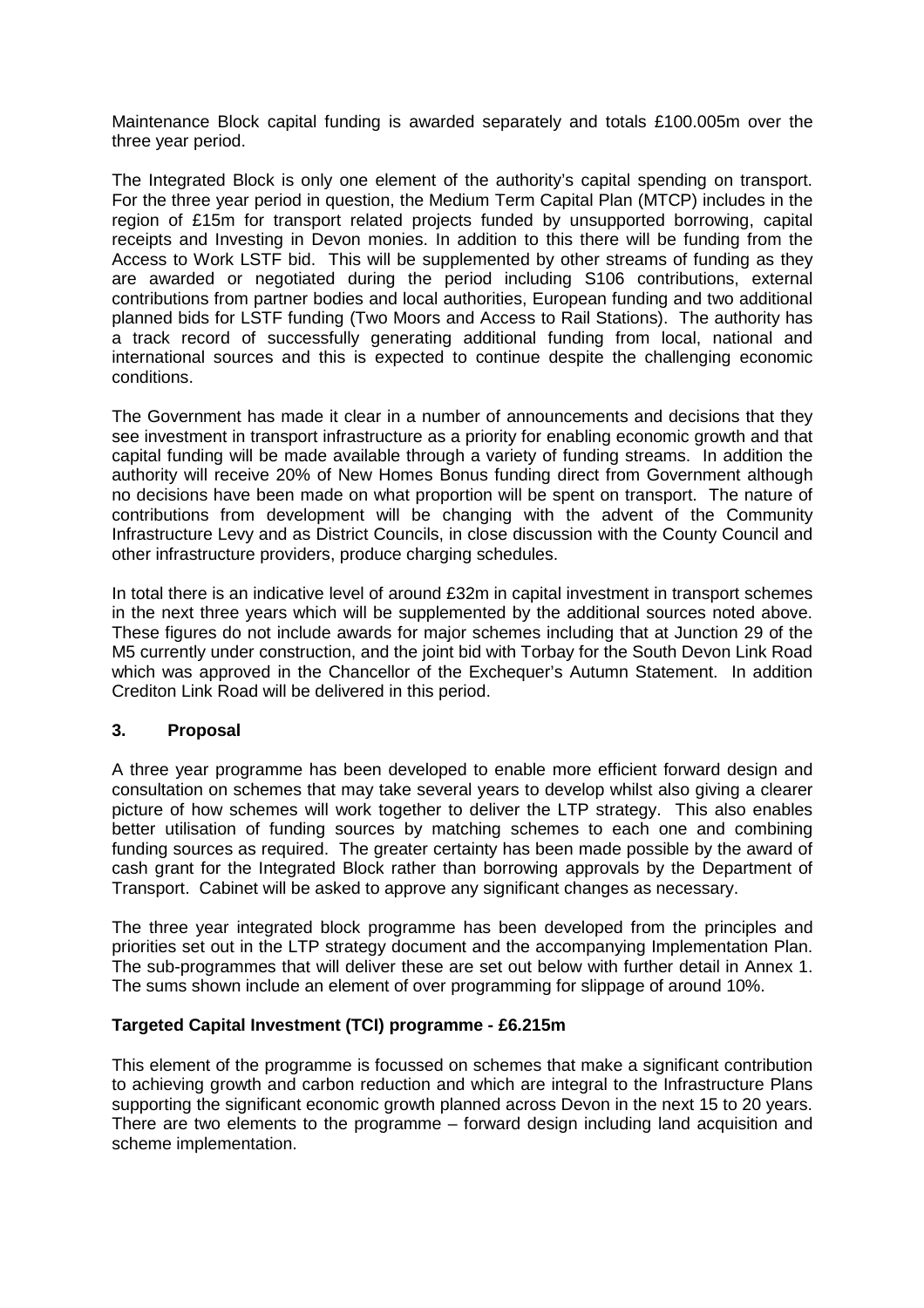Maintenance Block capital funding is awarded separately and totals £100.005m over the three year period.

The Integrated Block is only one element of the authority's capital spending on transport. For the three year period in question, the Medium Term Capital Plan (MTCP) includes in the region of £15m for transport related projects funded by unsupported borrowing, capital receipts and Investing in Devon monies. In addition to this there will be funding from the Access to Work LSTF bid. This will be supplemented by other streams of funding as they are awarded or negotiated during the period including S106 contributions, external contributions from partner bodies and local authorities, European funding and two additional planned bids for LSTF funding (Two Moors and Access to Rail Stations). The authority has a track record of successfully generating additional funding from local, national and international sources and this is expected to continue despite the challenging economic conditions.

The Government has made it clear in a number of announcements and decisions that they see investment in transport infrastructure as a priority for enabling economic growth and that capital funding will be made available through a variety of funding streams. In addition the authority will receive 20% of New Homes Bonus funding direct from Government although no decisions have been made on what proportion will be spent on transport. The nature of contributions from development will be changing with the advent of the Community Infrastructure Levy and as District Councils, in close discussion with the County Council and other infrastructure providers, produce charging schedules.

In total there is an indicative level of around £32m in capital investment in transport schemes in the next three years which will be supplemented by the additional sources noted above. These figures do not include awards for major schemes including that at Junction 29 of the M5 currently under construction, and the joint bid with Torbay for the South Devon Link Road which was approved in the Chancellor of the Exchequer's Autumn Statement. In addition Crediton Link Road will be delivered in this period.

## 3. Proposal

A three year programme has been developed to enable more efficient forward design and consultation on schemes that may take several years to develop whilst also giving a clearer picture of how schemes will work together to deliver the LTP strategy. This also enables better utilisation of funding sources by matching schemes to each one and combining funding sources as required. The greater certainty has been made possible by the award of cash grant for the Integrated Block rather than borrowing approvals by the Department of Transport. Cabinet will be asked to approve any significant changes as necessary.

The three year integrated block programme has been developed from the principles and priorities set out in the LTP strategy document and the accompanying Implementation Plan. The sub-programmes that will deliver these are set out below with further detail in Annex 1. The sums shown include an element of over programming for slippage of around 10%.

**Targeted Capital Investment (TCI) programme - £6.215m**

This element of the programme is focussed on schemes that make a significant contribution to achieving growth and carbon reduction and which are integral to the Infrastructure Plans supporting the significant economic growth planned across Devon in the next 15 to 20 years. There are two elements to the programme – forward design including land acquisition and scheme implementation.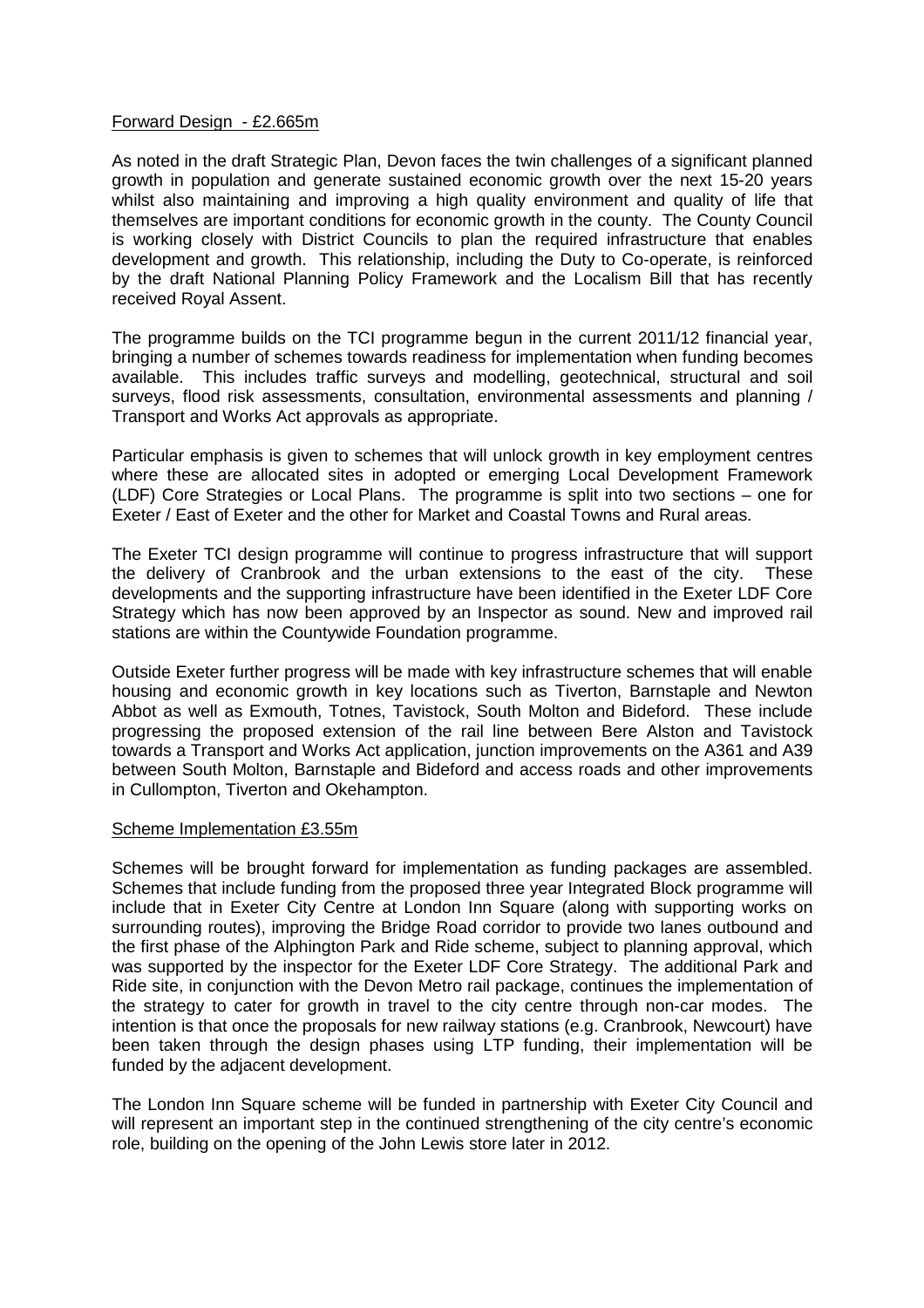Forward Design - £2.665m

As noted in the draft Strategic Plan, Devon faces the twin challenges of a significant planned growth in population and generate sustained economic growth over the next 15-20 years whilst also maintaining and improving a high quality environment and quality of life that themselves are important conditions for economic growth in the county. The County Council is working closely with District Councils to plan the required infrastructure that enables development and growth. This relationship, including the Duty to Co-operate, is reinforced by the draft National Planning Policy Framework and the Localism Bill that has recently received Royal Assent.

The programme builds on the TCI programme begun in the current 2011/12 financial year, bringing a number of schemes towards readiness for implementation when funding becomes available. This includes traffic surveys and modelling, geotechnical, structural and soil surveys, flood risk assessments, consultation, environmental assessments and planning / Transport and Works Act approvals as appropriate.

Particular emphasis is given to schemes that will unlock growth in key employment centres where these are allocated sites in adopted or emerging Local Development Framework (LDF) Core Strategies or Local Plans. The programme is split into two sections – one for Exeter / East of Exeter and the other for Market and Coastal Towns and Rural areas.

The Exeter TCI design programme will continue to progress infrastructure that will support the delivery of Cranbrook and the urban extensions to the east of the city. These developments and the supporting infrastructure have been identified in the Exeter LDF Core Strategy which has now been approved by an Inspector as sound. New and improved rail stations are within the Countywide Foundation programme.

Outside Exeter further progress will be made with key infrastructure schemes that will enable housing and economic growth in key locations such as Tiverton, Barnstaple and Newton Abbot as well as Exmouth, Totnes, Tavistock, South Molton and Bideford. These include progressing the proposed extension of the rail line between Bere Alston and Tavistock towards a Transport and Works Act application, junction improvements on the A361 and A39 between South Molton, Barnstaple and Bideford and access roads and other improvements in Cullompton, Tiverton and Okehampton.

Scheme Implementation £3.55m

Schemes will be brought forward for implementation as funding packages are assembled. Schemes that include funding from the proposed three year Integrated Block programme will include that in Exeter City Centre at London Inn Square (along with supporting works on surrounding routes), improving the Bridge Road corridor to provide two lanes outbound and the first phase of the Alphington Park and Ride scheme, subject to planning approval, which was supported by the inspector for the Exeter LDF Core Strategy. The additional Park and Ride site, in conjunction with the Devon Metro rail package, continues the implementation of the strategy to cater for growth in travel to the city centre through non-car modes. The intention is that once the proposals for new railway stations (e.g. Cranbrook, Newcourt) have been taken through the design phases using LTP funding, their implementation will be funded by the adjacent development.

The London Inn Square scheme will be funded in partnership with Exeter City Council and will represent an important step in the continued strengthening of the city centre's economic role, building on the opening of the John Lewis store later in 2012.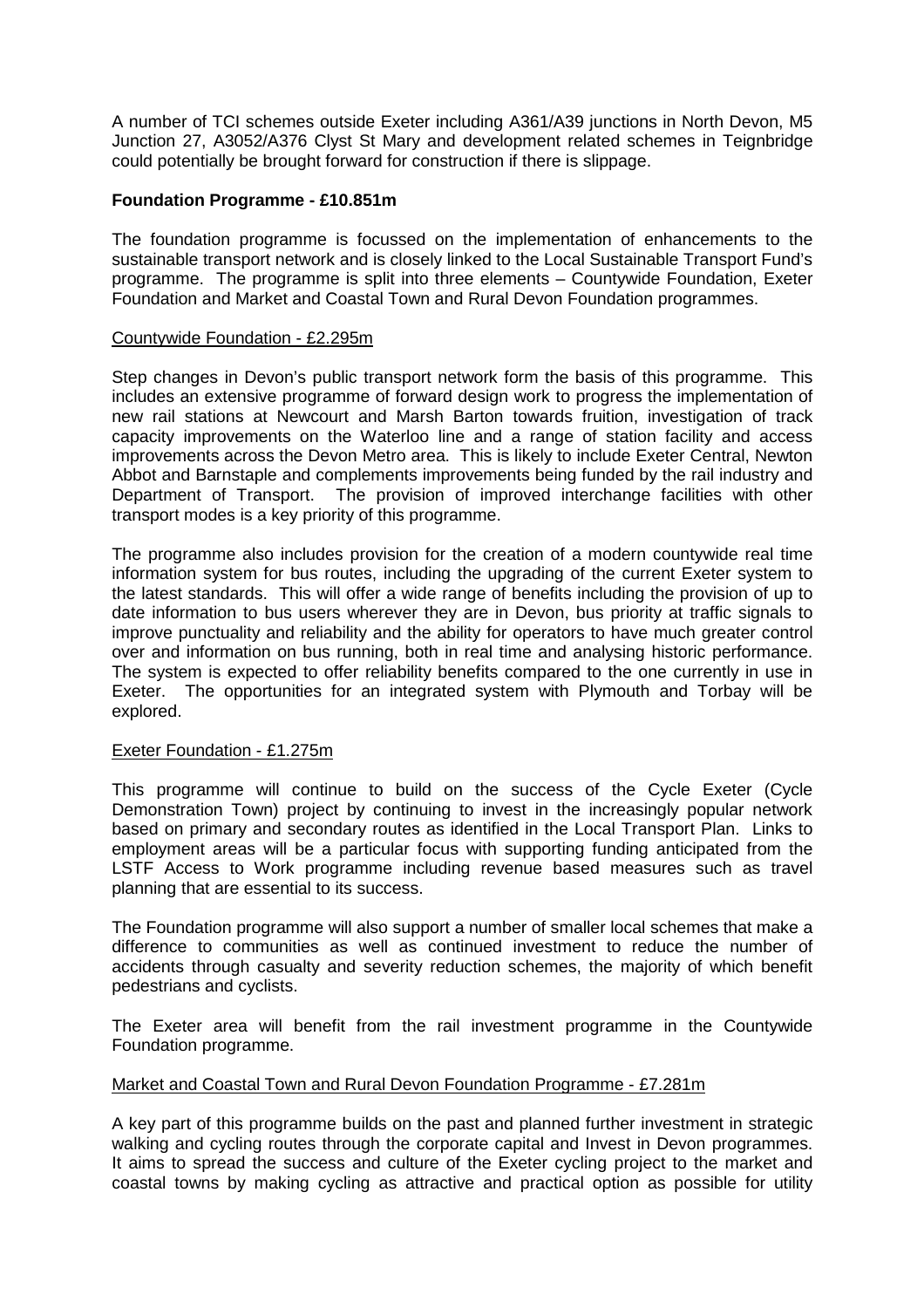A number of TCI schemes outside Exeter including A361/A39 junctions in North Devon, M5 Junction 27, A3052/A376 Clyst St Mary and development related schemes in Teignbridge could potentially be brought forward for construction if there is slippage.

**Foundation Programme - £10.851m**

The foundation programme is focussed on the implementation of enhancements to the sustainable transport network and is closely linked to the Local Sustainable Transport Fund's programme. The programme is split into three elements – Countywide Foundation, Exeter Foundation and Market and Coastal Town and Rural Devon Foundation programmes.

Countywide Foundation - £2.295m

Step changes in Devon's public transport network form the basis of this programme. This includes an extensive programme of forward design work to progress the implementation of new rail stations at Newcourt and Marsh Barton towards fruition, investigation of track capacity improvements on the Waterloo line and a range of station facility and access improvements across the Devon Metro area. This is likely to include Exeter Central, Newton Abbot and Barnstaple and complements improvements being funded by the rail industry and Department of Transport. The provision of improved interchange facilities with other transport modes is a key priority of this programme.

The programme also includes provision for the creation of a modern countywide real time information system for bus routes, including the upgrading of the current Exeter system to the latest standards. This will offer a wide range of benefits including the provision of up to date information to bus users wherever they are in Devon, bus priority at traffic signals to improve punctuality and reliability and the ability for operators to have much greater control over and information on bus running, both in real time and analysing historic performance. The system is expected to offer reliability benefits compared to the one currently in use in Exeter. The opportunities for an integrated system with Plymouth and Torbay will be explored.

Exeter Foundation - £1.275m

This programme will continue to build on the success of the Cycle Exeter (Cycle Demonstration Town) project by continuing to invest in the increasingly popular network based on primary and secondary routes as identified in the Local Transport Plan. Links to employment areas will be a particular focus with supporting funding anticipated from the LSTF Access to Work programme including revenue based measures such as travel planning that are essential to its success.

The Foundation programme will also support a number of smaller local schemes that make a difference to communities as well as continued investment to reduce the number of accidents through casualty and severity reduction schemes, the majority of which benefit pedestrians and cyclists.

The Exeter area will benefit from the rail investment programme in the Countywide Foundation programme.

Market and Coastal Town and Rural Devon Foundation Programme - £7.281m

A key part of this programme builds on the past and planned further investment in strategic walking and cycling routes through the corporate capital and Invest in Devon programmes. It aims to spread the success and culture of the Exeter cycling project to the market and coastal towns by making cycling as attractive and practical option as possible for utility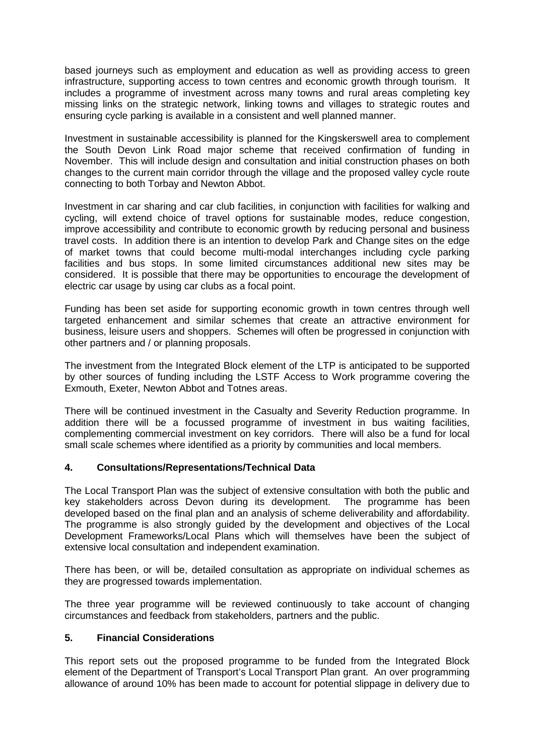based journeys such as employment and education as well as providing access to green infrastructure, supporting access to town centres and economic growth through tourism. It includes a programme of investment across many towns and rural areas completing key missing links on the strategic network, linking towns and villages to strategic routes and ensuring cycle parking is available in a consistent and well planned manner.

Investment in sustainable accessibility is planned for the Kingskerswell area to complement the South Devon Link Road major scheme that received confirmation of funding in November. This will include design and consultation and initial construction phases on both changes to the current main corridor through the village and the proposed valley cycle route connecting to both Torbay and Newton Abbot.

Investment in car sharing and car club facilities, in conjunction with facilities for walking and cycling, will extend choice of travel options for sustainable modes, reduce congestion, improve accessibility and contribute to economic growth by reducing personal and business travel costs. In addition there is an intention to develop Park and Change sites on the edge of market towns that could become multi-modal interchanges including cycle parking facilities and bus stops. In some limited circumstances additional new sites may be considered. It is possible that there may be opportunities to encourage the development of electric car usage by using car clubs as a focal point.

Funding has been set aside for supporting economic growth in town centres through well targeted enhancement and similar schemes that create an attractive environment for business, leisure users and shoppers. Schemes will often be progressed in conjunction with other partners and / or planning proposals.

The investment from the Integrated Block element of the LTP is anticipated to be supported by other sources of funding including the LSTF Access to Work programme covering the Exmouth, Exeter, Newton Abbot and Totnes areas.

There will be continued investment in the Casualty and Severity Reduction programme. In addition there will be a focussed programme of investment in bus waiting facilities, complementing commercial investment on key corridors. There will also be a fund for local small scale schemes where identified as a priority by communities and local members.

## 4. Consultations/Representations/Technical Data

The Local Transport Plan was the subject of extensive consultation with both the public and key stakeholders across Devon during its development. The programme has been developed based on the final plan and an analysis of scheme deliverability and affordability. The programme is also strongly guided by the development and objectives of the Local Development Frameworks/Local Plans which will themselves have been the subject of extensive local consultation and independent examination.

There has been, or will be, detailed consultation as appropriate on individual schemes as they are progressed towards implementation.

The three year programme will be reviewed continuously to take account of changing circumstances and feedback from stakeholders, partners and the public.

## 5. Financial Considerations

This report sets out the proposed programme to be funded from the Integrated Block element of the Department of Transport's Local Transport Plan grant. An over programming allowance of around 10% has been made to account for potential slippage in delivery due to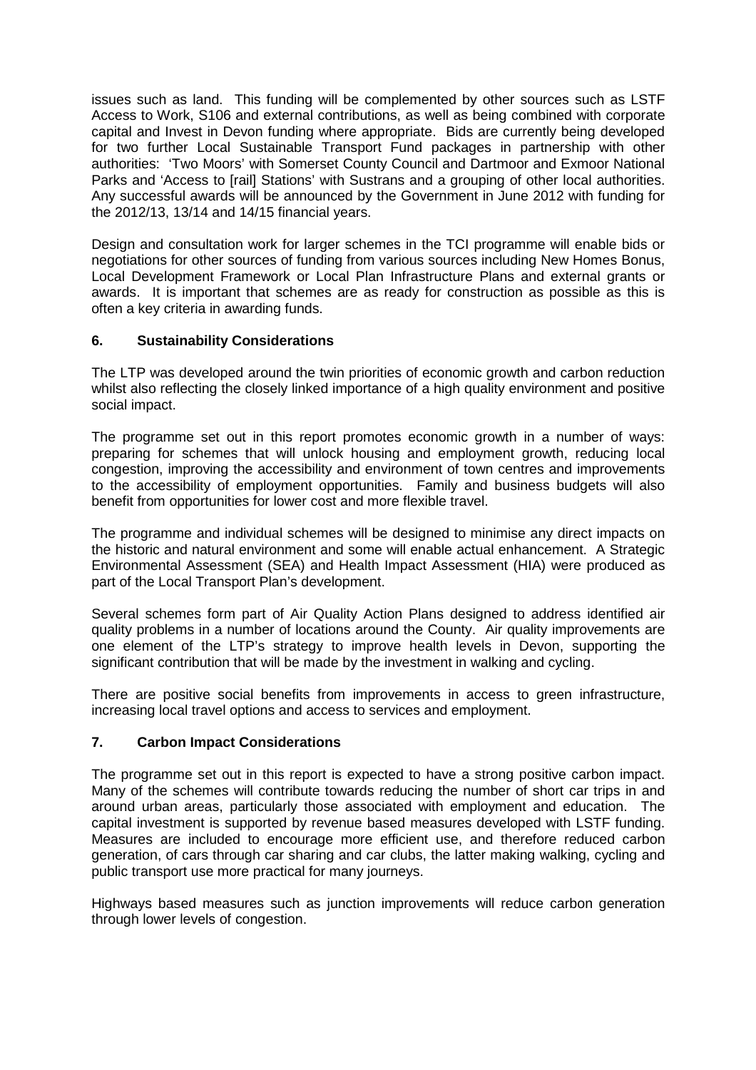issues such as land. This funding will be complemented by other sources such as LSTF Access to Work, S106 and external contributions, as well as being combined with corporate capital and Invest in Devon funding where appropriate. Bids are currently being developed for two further Local Sustainable Transport Fund packages in partnership with other authorities: 'Two Moors' with Somerset County Council and Dartmoor and Exmoor National Parks and 'Access to [rail] Stations' with Sustrans and a grouping of other local authorities. Any successful awards will be announced by the Government in June 2012 with funding for the 2012/13, 13/14 and 14/15 financial years.

Design and consultation work for larger schemes in the TCI programme will enable bids or negotiations for other sources of funding from various sources including New Homes Bonus, Local Development Framework or Local Plan Infrastructure Plans and external grants or awards. It is important that schemes are as ready for construction as possible as this is often a key criteria in awarding funds.

## 6. Sustainability Considerations

The LTP was developed around the twin priorities of economic growth and carbon reduction whilst also reflecting the closely linked importance of a high quality environment and positive social impact.

The programme set out in this report promotes economic growth in a number of ways: preparing for schemes that will unlock housing and employment growth, reducing local congestion, improving the accessibility and environment of town centres and improvements to the accessibility of employment opportunities. Family and business budgets will also benefit from opportunities for lower cost and more flexible travel.

The programme and individual schemes will be designed to minimise any direct impacts on the historic and natural environment and some will enable actual enhancement. A Strategic Environmental Assessment (SEA) and Health Impact Assessment (HIA) were produced as part of the Local Transport Plan's development.

Several schemes form part of Air Quality Action Plans designed to address identified air quality problems in a number of locations around the County. Air quality improvements are one element of the LTP's strategy to improve health levels in Devon, supporting the significant contribution that will be made by the investment in walking and cycling.

There are positive social benefits from improvements in access to green infrastructure, increasing local travel options and access to services and employment.

## 7. Carbon Impact Considerations

The programme set out in this report is expected to have a strong positive carbon impact. Many of the schemes will contribute towards reducing the number of short car trips in and around urban areas, particularly those associated with employment and education. The capital investment is supported by revenue based measures developed with LSTF funding. Measures are included to encourage more efficient use, and therefore reduced carbon generation, of cars through car sharing and car clubs, the latter making walking, cycling and public transport use more practical for many journeys.

Highways based measures such as junction improvements will reduce carbon generation through lower levels of congestion.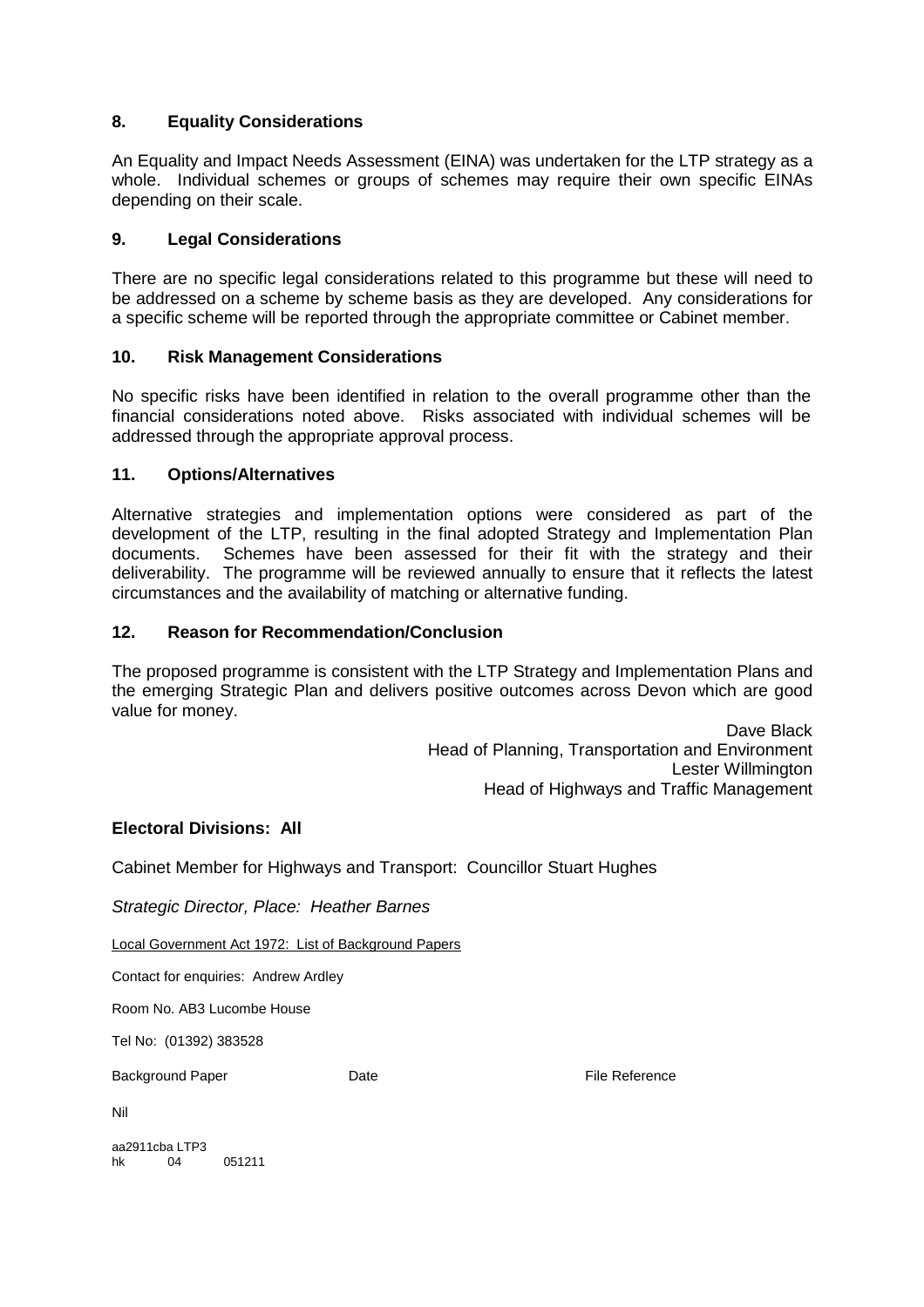## 8. Equality Considerations

An Equality and Impact Needs Assessment (EINA) was undertaken for the LTP strategy as a whole. Individual schemes or groups of schemes may require their own specific EINAs depending on their scale.

## 9. Legal Considerations

There are no specific legal considerations related to this programme but these will need to be addressed on a scheme by scheme basis as they are developed. Any considerations for a specific scheme will be reported through the appropriate committee or Cabinet member.

## 10. Risk Management Considerations

No specific risks have been identified in relation to the overall programme other than the financial considerations noted above. Risks associated with individual schemes will be addressed through the appropriate approval process.

## 11. Options/Alternatives

Alternative strategies and implementation options were considered as part of the development of the LTP, resulting in the final adopted Strategy and Implementation Plan documents. Schemes have been assessed for their fit with the strategy and their deliverability. The programme will be reviewed annually to ensure that it reflects the latest circumstances and the availability of matching or alternative funding.

## 12. Reason for Recommendation/Conclusion

The proposed programme is consistent with the LTP Strategy and Implementation Plans and the emerging Strategic Plan and delivers positive outcomes across Devon which are good value for money.

Dave Black
Head of Planning, Transportation and Environment
Lester Willmington
Head of Highways and Traffic Management

**Electoral Divisions: All**

Cabinet Member for Highways and Transport: Councillor Stuart Hughes

*Strategic Director, Place: Heather Barnes*

Local Government Act 1972: List of Background Papers

Contact for enquiries: Andrew Ardley

Room No. AB3 Lucombe House

Tel No: (01392) 383528

| Background Paper | Date | File Reference |
|---|---|---|
| Nil | | |

aa2911cba LTP3
hk 04 051211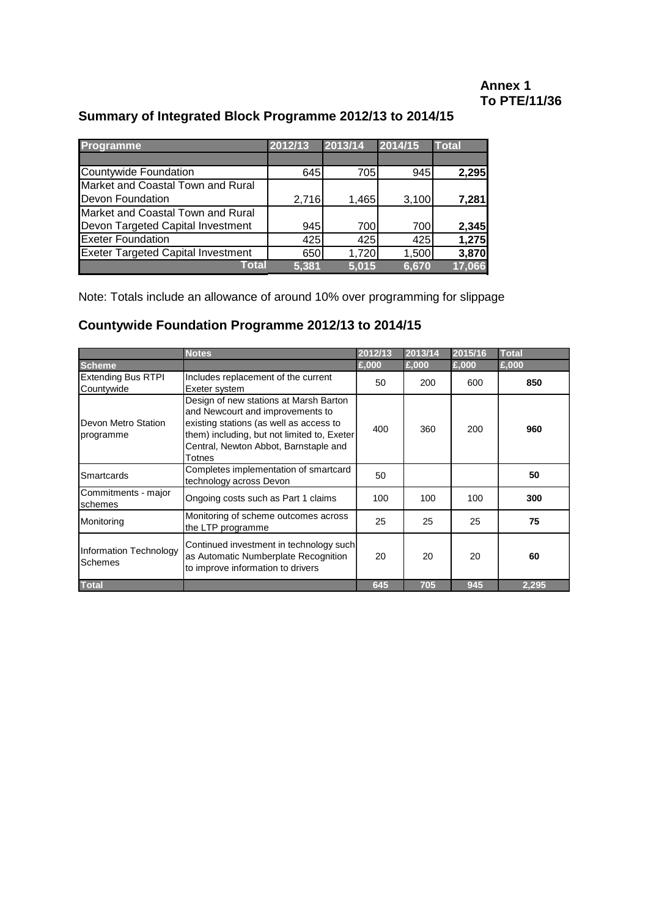**Annex 1**
**To PTE/11/36**

## Summary of Integrated Block Programme 2012/13 to 2014/15

| Programme | 2012/13 | 2013/14 | 2014/15 | Total |
|---|---|---|---|---|
| | | | | |
| Countywide Foundation | 645 | 705 | 945 | **2,295** |
| Market and Coastal Town and Rural Devon Foundation | 2,716 | 1,465 | 3,100 | **7,281** |
| Market and Coastal Town and Rural Devon Targeted Capital Investment | 945 | 700 | 700 | **2,345** |
| Exeter Foundation | 425 | 425 | 425 | **1,275** |
| Exeter Targeted Capital Investment | 650 | 1,720 | 1,500 | **3,870** |
| **Total** | **5,381** | **5,015** | **6,670** | **17,066** |

Note: Totals include an allowance of around 10% over programming for slippage

## Countywide Foundation Programme 2012/13 to 2014/15

| | Notes | 2012/13 | 2013/14 | 2015/16 | Total |
|---|---|---|---|---|---|
| **Scheme** | | £,000 | £,000 | £,000 | £,000 |
| Extending Bus RTPI Countywide | Includes replacement of the current Exeter system | 50 | 200 | 600 | **850** |
| Devon Metro Station programme | Design of new stations at Marsh Barton and Newcourt and improvements to existing stations (as well as access to them) including, but not limited to, Exeter Central, Newton Abbot, Barnstaple and Totnes | 400 | 360 | 200 | **960** |
| Smartcards | Completes implementation of smartcard technology across Devon | 50 | | | **50** |
| Commitments - major schemes | Ongoing costs such as Part 1 claims | 100 | 100 | 100 | **300** |
| Monitoring | Monitoring of scheme outcomes across the LTP programme | 25 | 25 | 25 | **75** |
| Information Technology Schemes | Continued investment in technology such as Automatic Numberplate Recognition to improve information to drivers | 20 | 20 | 20 | **60** |
| **Total** | | **645** | **705** | **945** | **2,295** |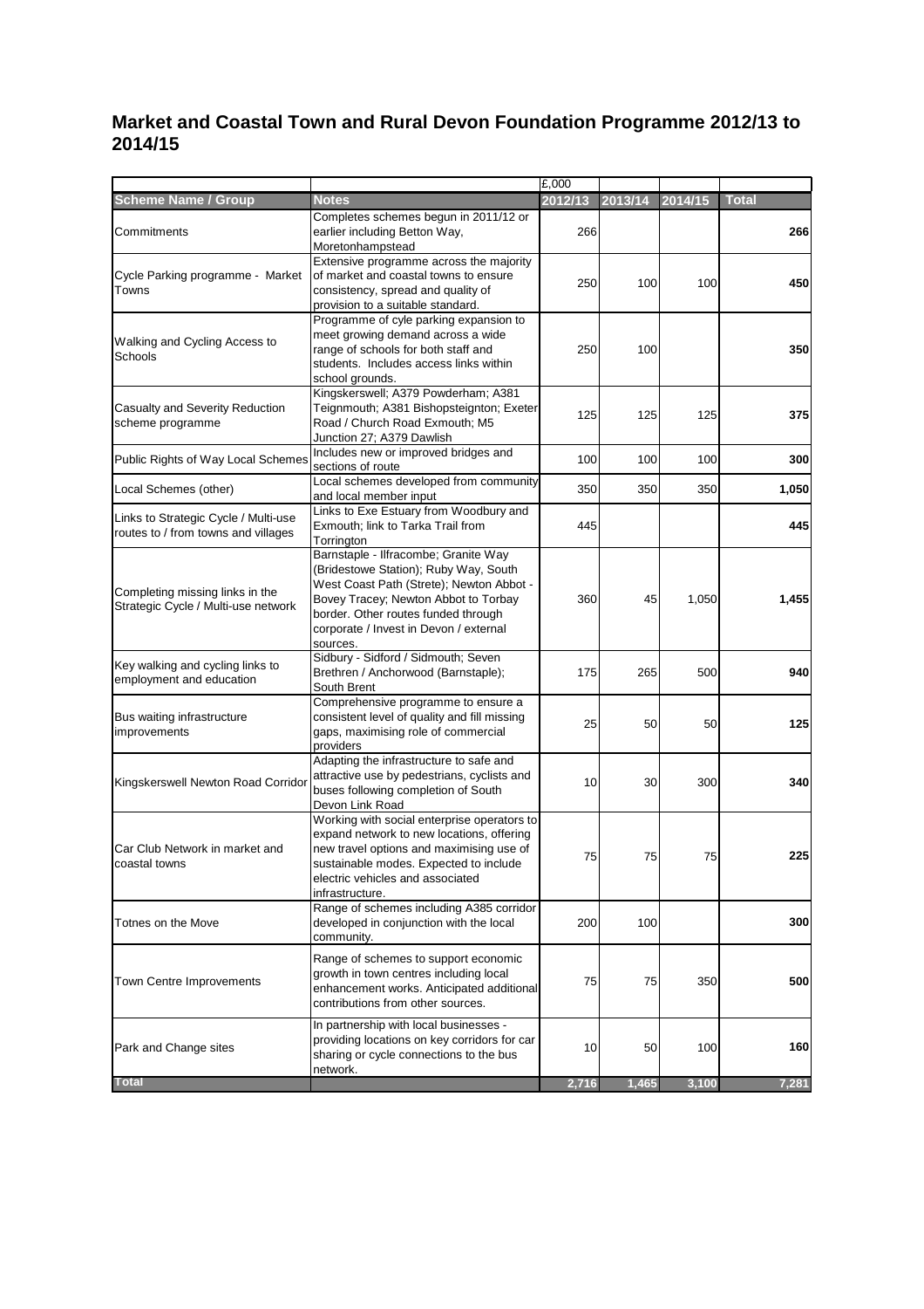## Market and Coastal Town and Rural Devon Foundation Programme 2012/13 to 2014/15

| | | £,000 | | | |
|---|---|---|---|---|---|
| **Scheme Name / Group** | **Notes** | **2012/13** | **2013/14** | **2014/15** | **Total** |
| Commitments | Completes schemes begun in 2011/12 or earlier including Betton Way, Moretonhampstead | 266 | | | **266** |
| Cycle Parking programme - Market Towns | Extensive programme across the majority of market and coastal towns to ensure consistency, spread and quality of provision to a suitable standard. | 250 | 100 | 100 | **450** |
| Walking and Cycling Access to Schools | Programme of cyle parking expansion to meet growing demand across a wide range of schools for both staff and students. Includes access links within school grounds. | 250 | 100 | | **350** |
| Casualty and Severity Reduction scheme programme | Kingskerswell; A379 Powderham; A381 Teignmouth; A381 Bishopsteignton; Exeter Road / Church Road Exmouth; M5 Junction 27; A379 Dawlish | 125 | 125 | 125 | **375** |
| Public Rights of Way Local Schemes | Includes new or improved bridges and sections of route | 100 | 100 | 100 | **300** |
| Local Schemes (other) | Local schemes developed from community and local member input | 350 | 350 | 350 | **1,050** |
| Links to Strategic Cycle / Multi-use routes to / from towns and villages | Links to Exe Estuary from Woodbury and Exmouth; link to Tarka Trail from Torrington | 445 | | | **445** |
| Completing missing links in the Strategic Cycle / Multi-use network | Barnstaple - Ilfracombe; Granite Way (Bridestowe Station); Ruby Way, South West Coast Path (Strete); Newton Abbot - Bovey Tracey; Newton Abbot to Torbay border. Other routes funded through corporate / Invest in Devon / external sources. | 360 | 45 | 1,050 | **1,455** |
| Key walking and cycling links to employment and education | Sidbury - Sidford / Sidmouth; Seven Brethren / Anchorwood (Barnstaple); South Brent | 175 | 265 | 500 | **940** |
| Bus waiting infrastructure improvements | Comprehensive programme to ensure a consistent level of quality and fill missing gaps, maximising role of commercial providers | 25 | 50 | 50 | **125** |
| Kingskerswell Newton Road Corridor | Adapting the infrastructure to safe and attractive use by pedestrians, cyclists and buses following completion of South Devon Link Road | 10 | 30 | 300 | **340** |
| Car Club Network in market and coastal towns | Working with social enterprise operators to expand network to new locations, offering new travel options and maximising use of sustainable modes. Expected to include electric vehicles and associated infrastructure. | 75 | 75 | 75 | **225** |
| Totnes on the Move | Range of schemes including A385 corridor developed in conjunction with the local community. | 200 | 100 | | **300** |
| Town Centre Improvements | Range of schemes to support economic growth in town centres including local enhancement works. Anticipated additional contributions from other sources. | 75 | 75 | 350 | **500** |
| Park and Change sites | In partnership with local businesses - providing locations on key corridors for car sharing or cycle connections to the bus network. | 10 | 50 | 100 | **160** |
| **Total** | | **2,716** | **1,465** | **3,100** | **7,281** |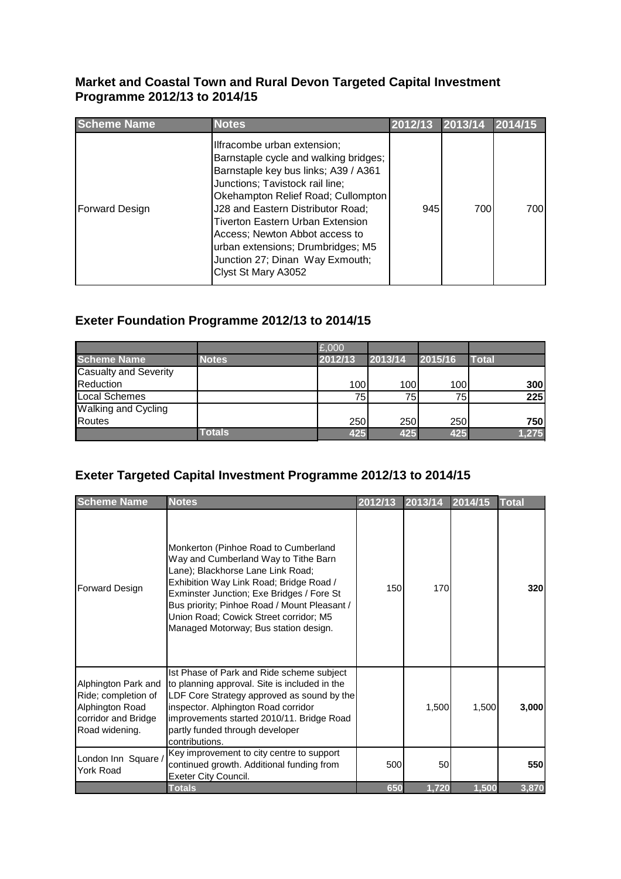## Market and Coastal Town and Rural Devon Targeted Capital Investment Programme 2012/13 to 2014/15

| Scheme Name | Notes | 2012/13 | 2013/14 | 2014/15 |
|---|---|---|---|---|
| Forward Design | Ilfracombe urban extension; Barnstaple cycle and walking bridges; Barnstaple key bus links; A39 / A361 Junctions; Tavistock rail line; Okehampton Relief Road; Cullompton J28 and Eastern Distributor Road; Tiverton Eastern Urban Extension Access; Newton Abbot access to urban extensions; Drumbridges; M5 Junction 27; Dinan Way Exmouth; Clyst St Mary A3052 | 945 | 700 | 700 |

## Exeter Foundation Programme 2012/13 to 2014/15

| | | £,000 | | | |
|---|---|---|---|---|---|
| **Scheme Name** | **Notes** | **2012/13** | **2013/14** | **2015/16** | **Total** |
| Casualty and Severity Reduction | | 100 | 100 | 100 | **300** |
| Local Schemes | | 75 | 75 | 75 | **225** |
| Walking and Cycling Routes | | 250 | 250 | 250 | **750** |
| | **Totals** | **425** | **425** | **425** | **1,275** |

## Exeter Targeted Capital Investment Programme 2012/13 to 2014/15

| Scheme Name | Notes | 2012/13 | 2013/14 | 2014/15 | Total |
|---|---|---|---|---|---|
| Forward Design | Monkerton (Pinhoe Road to Cumberland Way and Cumberland Way to Tithe Barn Lane); Blackhorse Lane Link Road; Exhibition Way Link Road; Bridge Road / Exminster Junction; Exe Bridges / Fore St Bus priority; Pinhoe Road / Mount Pleasant / Union Road; Cowick Street corridor; M5 Managed Motorway; Bus station design. | 150 | 170 | | **320** |
| Alphington Park and Ride; completion of Alphington Road corridor and Bridge Road widening. | Ist Phase of Park and Ride scheme subject to planning approval. Site is included in the LDF Core Strategy approved as sound by the inspector. Alphington Road corridor improvements started 2010/11. Bridge Road partly funded through developer contributions. | | 1,500 | 1,500 | **3,000** |
| London Inn Square / York Road | Key improvement to city centre to support continued growth. Additional funding from Exeter City Council. | 500 | 50 | | **550** |
| | **Totals** | **650** | **1,720** | **1,500** | **3,870** |